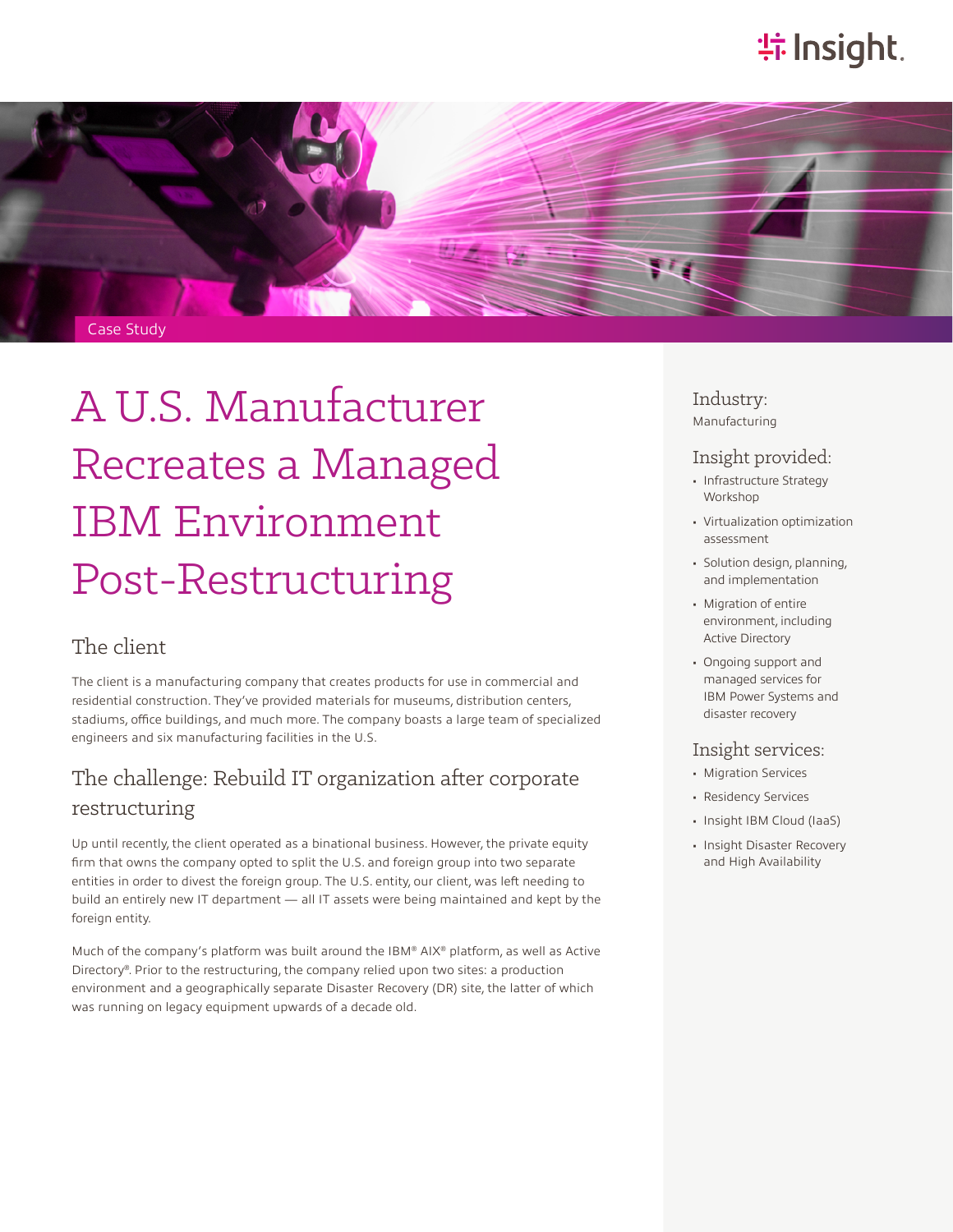Case Study

# A U.S. Manufacturer Recreates a Managed IBM Environment Post-Restructuring

## The client

The client is a manufacturing company that creates products for use in commercial and residential construction. They've provided materials for museums, distribution centers, stadiums, office buildings, and much more. The company boasts a large team of specialized engineers and six manufacturing facilities in the U.S.

## The challenge: Rebuild IT organization after corporate restructuring

Up until recently, the client operated as a binational business. However, the private equity firm that owns the company opted to split the U.S. and foreign group into two separate entities in order to divest the foreign group. The U.S. entity, our client, was left needing to build an entirely new IT department — all IT assets were being maintained and kept by the foreign entity.

Much of the company's platform was built around the IBM® AIX® platform, as well as Active Directory®. Prior to the restructuring, the company relied upon two sites: a production environment and a geographically separate Disaster Recovery (DR) site, the latter of which was running on legacy equipment upwards of a decade old.

### Industry:

Manufacturing

### Insight provided:

- Infrastructure Strategy Workshop
- Virtualization optimization assessment
- Solution design, planning, and implementation
- Migration of entire environment, including Active Directory
- Ongoing support and managed services for IBM Power Systems and disaster recovery

### Insight services:

- Migration Services
- Residency Services
- Insight IBM Cloud (IaaS)
- Insight Disaster Recovery and High Availability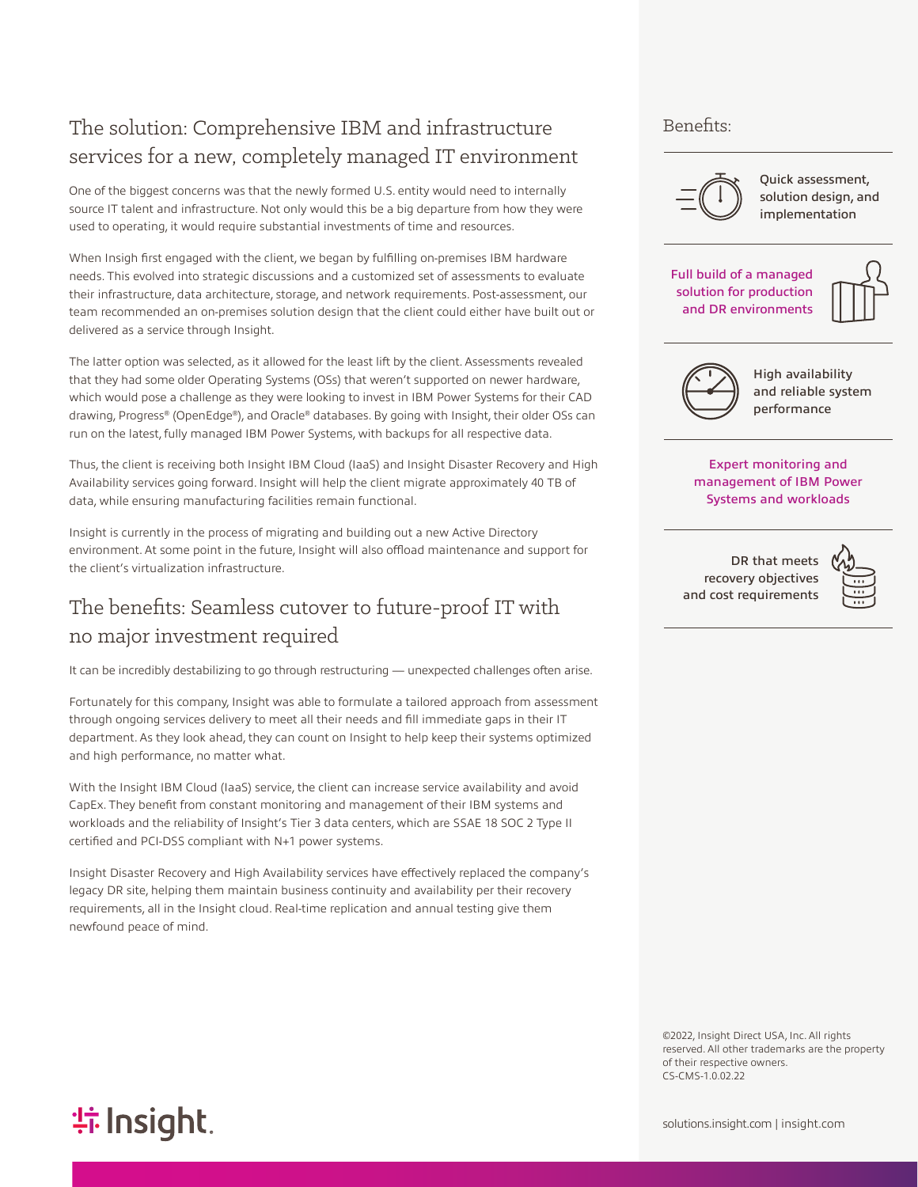## The solution: Comprehensive IBM and infrastructure services for a new, completely managed IT environment

One of the biggest concerns was that the newly formed U.S. entity would need to internally source IT talent and infrastructure. Not only would this be a big departure from how they were used to operating, it would require substantial investments of time and resources.

When Insigh first engaged with the client, we began by fulfilling on-premises IBM hardware needs. This evolved into strategic discussions and a customized set of assessments to evaluate their infrastructure, data architecture, storage, and network requirements. Post-assessment, our team recommended an on-premises solution design that the client could either have built out or delivered as a service through Insight.

The latter option was selected, as it allowed for the least lift by the client. Assessments revealed that they had some older Operating Systems (OSs) that weren't supported on newer hardware, which would pose a challenge as they were looking to invest in IBM Power Systems for their CAD drawing, Progress® (OpenEdge®), and Oracle® databases. By going with Insight, their older OSs can run on the latest, fully managed IBM Power Systems, with backups for all respective data.

Thus, the client is receiving both Insight IBM Cloud (IaaS) and Insight Disaster Recovery and High Availability services going forward. Insight will help the client migrate approximately 40 TB of data, while ensuring manufacturing facilities remain functional.

Insight is currently in the process of migrating and building out a new Active Directory environment. At some point in the future, Insight will also offload maintenance and support for the client's virtualization infrastructure.

## The benefits: Seamless cutover to future-proof IT with no major investment required

It can be incredibly destabilizing to go through restructuring — unexpected challenges often arise.

Fortunately for this company, Insight was able to formulate a tailored approach from assessment through ongoing services delivery to meet all their needs and fill immediate gaps in their IT department. As they look ahead, they can count on Insight to help keep their systems optimized and high performance, no matter what.

With the Insight IBM Cloud (IaaS) service, the client can increase service availability and avoid CapEx. They benefit from constant monitoring and management of their IBM systems and workloads and the reliability of Insight's Tier 3 data centers, which are SSAE 18 SOC 2 Type II certified and PCI-DSS compliant with N+1 power systems.

Insight Disaster Recovery and High Availability services have effectively replaced the company's legacy DR site, helping them maintain business continuity and availability per their recovery requirements, all in the Insight cloud. Real-time replication and annual testing give them newfound peace of mind.

## Benefits:

- Quick assessment, solution design, and implementation
- Full build of a managed solution for production and DR environments
- High availability and reliable system performance
- Expert monitoring and management of IBM Power Systems and workloads
- DR that meets recovery objectives and cost requirements

©2022, Insight Direct USA, Inc. All rights reserved. All other trademarks are the property of their respective owners.
CS-CMS-1.0.02.22

Insight.

solutions.insight.com | insight.com